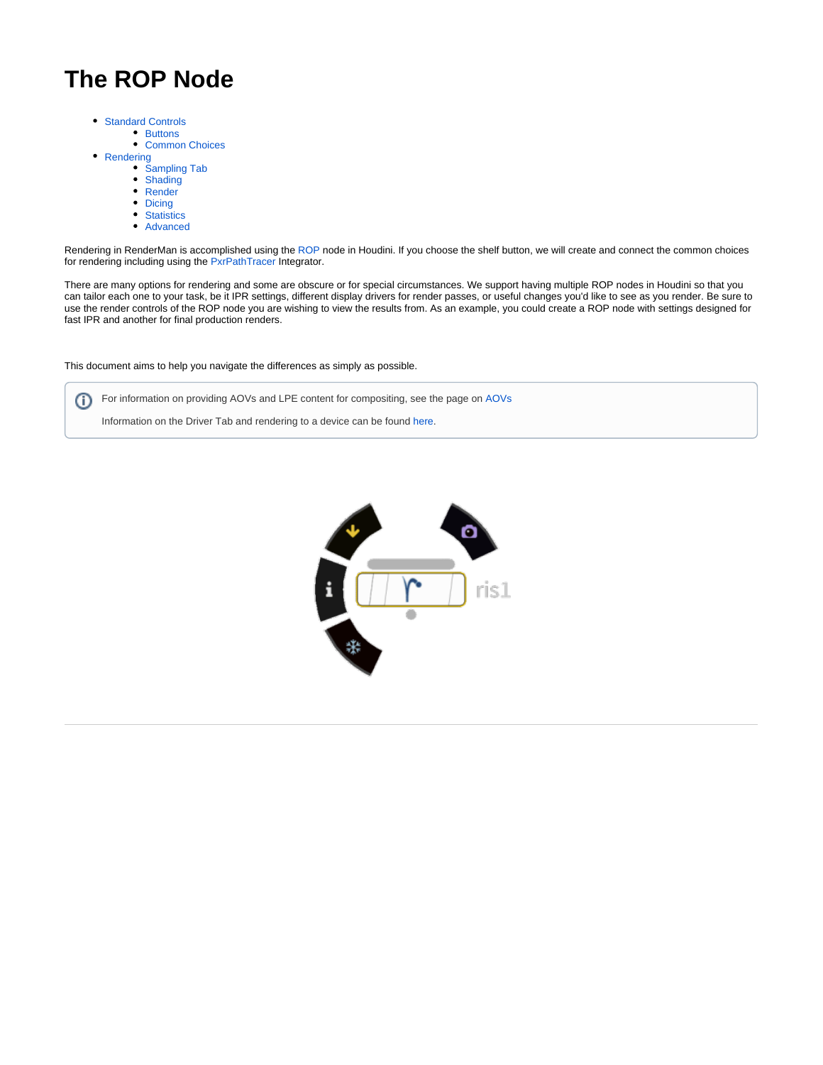# The ROP Node

- Standard Controls
    - Buttons
    - Common Choices
- Rendering
    - Sampling Tab
    - Shading
    - Render
    - Dicing
    - Statistics
    - Advanced

Rendering in RenderMan is accomplished using the ROP node in Houdini. If you choose the shelf button, we will create and connect the common choices for rendering including using the PxrPathTracer Integrator.

There are many options for rendering and some are obscure or for special circumstances. We support having multiple ROP nodes in Houdini so that you can tailor each one to your task, be it IPR settings, different display drivers for render passes, or useful changes you'd like to see as you render. Be sure to use the render controls of the ROP node you are wishing to view the results from. As an example, you could create a ROP node with settings designed for fast IPR and another for final production renders.

This document aims to help you navigate the differences as simply as possible.

> For information on providing AOVs and LPE content for compositing, see the page on AOVs
>
> Information on the Driver Tab and rendering to a device can be found here.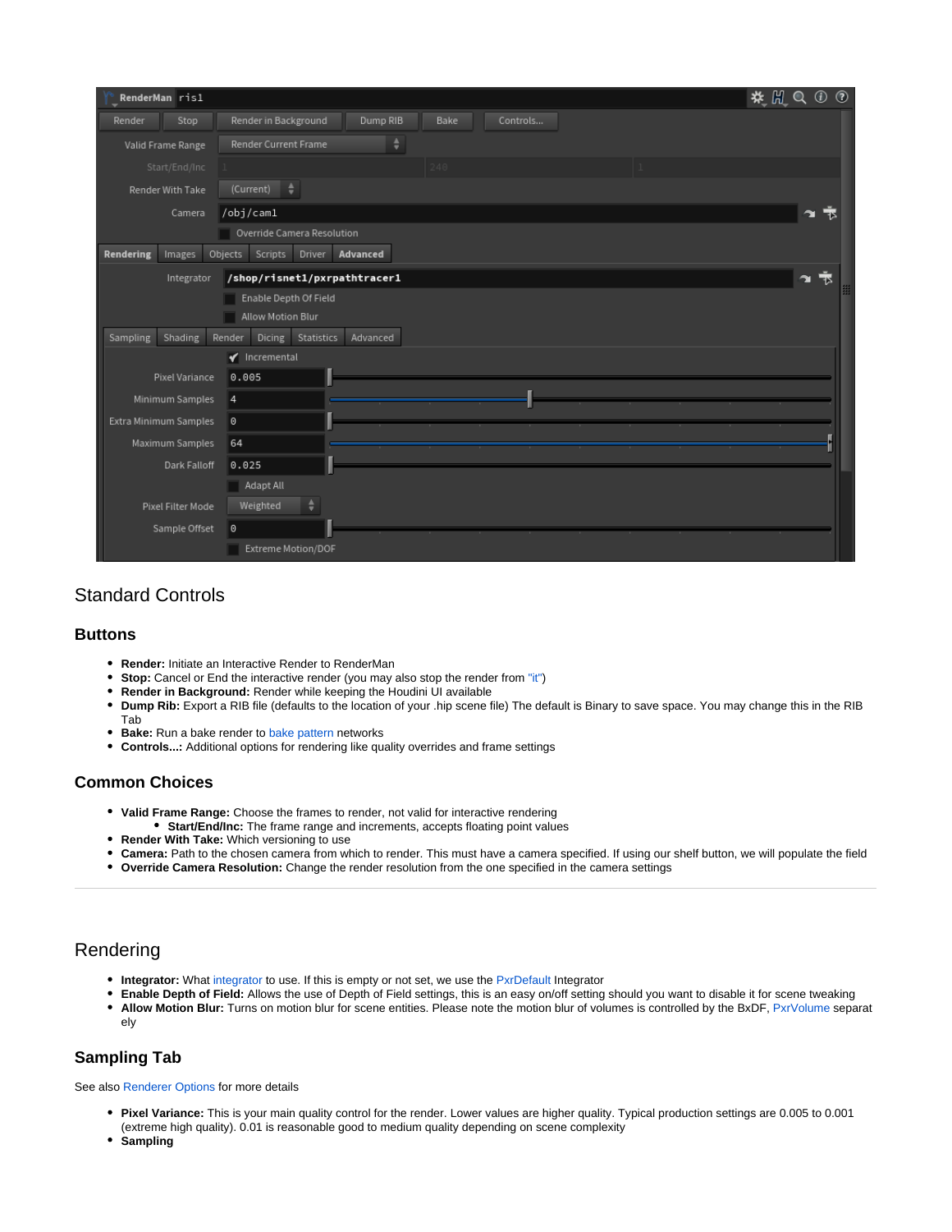## Standard Controls

### Buttons

- **Render:** Initiate an Interactive Render to RenderMan
- **Stop:** Cancel or End the interactive render (you may also stop the render from "it")
- **Render in Background:** Render while keeping the Houdini UI available
- **Dump Rib:** Export a RIB file (defaults to the location of your .hip scene file) The default is Binary to save space. You may change this in the RIB Tab
- **Bake:** Run a bake render to bake pattern networks
- **Controls...:** Additional options for rendering like quality overrides and frame settings

### Common Choices

- **Valid Frame Range:** Choose the frames to render, not valid for interactive rendering
  - **Start/End/Inc:** The frame range and increments, accepts floating point values
- **Render With Take:** Which versioning to use
- **Camera:** Path to the chosen camera from which to render. This must have a camera specified. If using our shelf button, we will populate the field
- **Override Camera Resolution:** Change the render resolution from the one specified in the camera settings

---

## Rendering

- **Integrator:** What integrator to use. If this is empty or not set, we use the PxrDefault Integrator
- **Enable Depth of Field:** Allows the use of Depth of Field settings, this is an easy on/off setting should you want to disable it for scene tweaking
- **Allow Motion Blur:** Turns on motion blur for scene entities. Please note the motion blur of volumes is controlled by the BxDF, PxrVolume separately

### Sampling Tab

See also Renderer Options for more details

- **Pixel Variance:** This is your main quality control for the render. Lower values are higher quality. Typical production settings are 0.005 to 0.001 (extreme high quality). 0.01 is reasonable good to medium quality depending on scene complexity
- **Sampling**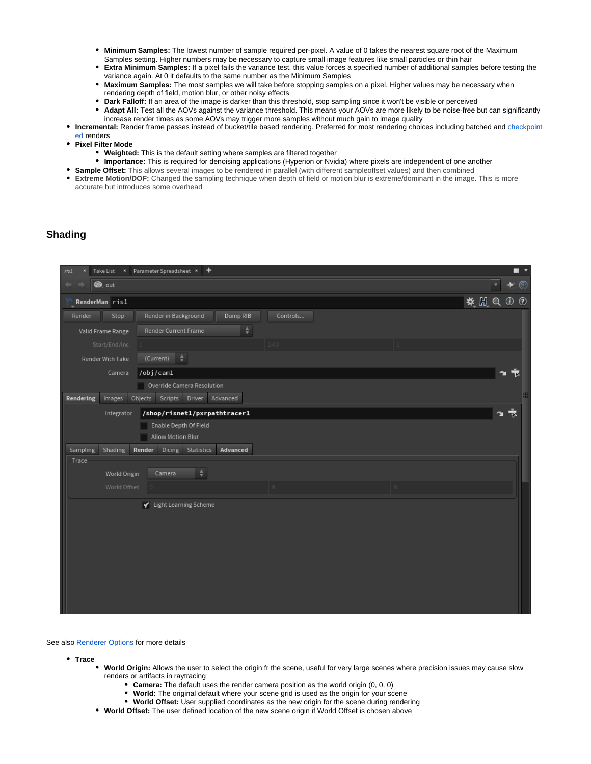- **Minimum Samples:** The lowest number of sample required per-pixel. A value of 0 takes the nearest square root of the Maximum Samples setting. Higher numbers may be necessary to capture small image features like small particles or thin hair
    - **Extra Minimum Samples:** If a pixel fails the variance test, this value forces a specified number of additional samples before testing the variance again. At 0 it defaults to the same number as the Minimum Samples
    - **Maximum Samples:** The most samples we will take before stopping samples on a pixel. Higher values may be necessary when rendering depth of field, motion blur, or other noisy effects
    - **Dark Falloff:** If an area of the image is darker than this threshold, stop sampling since it won't be visible or perceived
    - **Adapt All:** Test all the AOVs against the variance threshold. This means your AOVs are more likely to be noise-free but can significantly increase render times as some AOVs may trigger more samples without much gain to image quality
- **Incremental:** Render frame passes instead of bucket/tile based rendering. Preferred for most rendering choices including batched and checkpointed renders
- **Pixel Filter Mode**
    - **Weighted:** This is the default setting where samples are filtered together
    - **Importance:** This is required for denoising applications (Hyperion or Nvidia) where pixels are independent of one another
- **Sample Offset:** This allows several images to be rendered in parallel (with different sampleoffset values) and then combined
- **Extreme Motion/DOF:** Changed the sampling technique when depth of field or motion blur is extreme/dominant in the image. This is more accurate but introduces some overhead

---

## Shading

See also Renderer Options for more details

- **Trace**
    - **World Origin:** Allows the user to select the origin fr the scene, useful for very large scenes where precision issues may cause slow renders or artifacts in raytracing
        - **Camera:** The default uses the render camera position as the world origin (0, 0, 0)
        - **World:** The original default where your scene grid is used as the origin for your scene
        - **World Offset:** User supplied coordinates as the new origin for the scene during rendering
    - **World Offset:** The user defined location of the new scene origin if World Offset is chosen above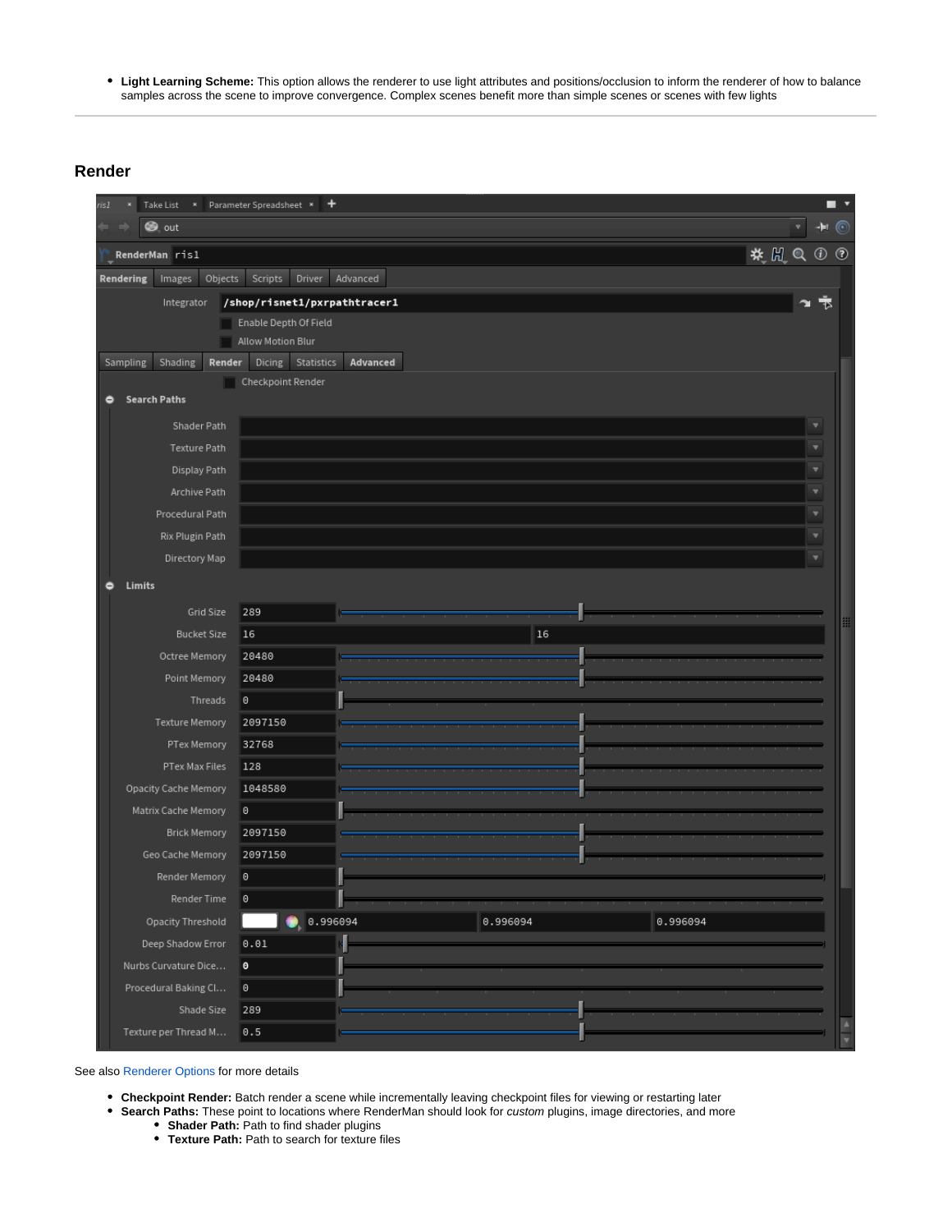- **Light Learning Scheme:** This option allows the renderer to use light attributes and positions/occlusion to inform the renderer of how to balance samples across the scene to improve convergence. Complex scenes benefit more than simple scenes or scenes with few lights

---

## Render

See also Renderer Options for more details

- **Checkpoint Render:** Batch render a scene while incrementally leaving checkpoint files for viewing or restarting later
- **Search Paths:** These point to locations where RenderMan should look for *custom* plugins, image directories, and more
  - **Shader Path:** Path to find shader plugins
  - **Texture Path:** Path to search for texture files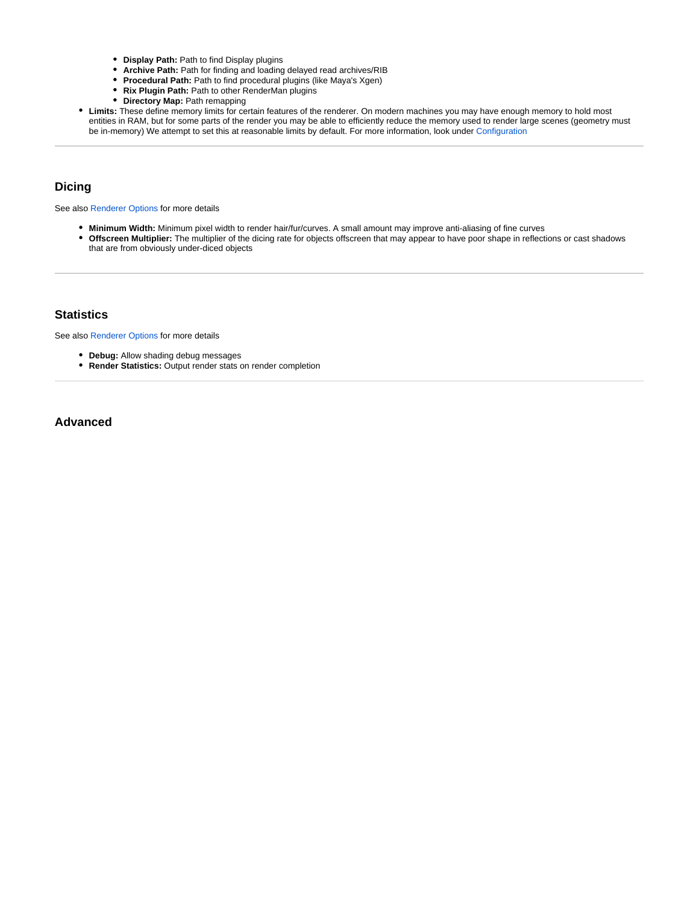- **Display Path:** Path to find Display plugins
    - **Archive Path:** Path for finding and loading delayed read archives/RIB
    - **Procedural Path:** Path to find procedural plugins (like Maya's Xgen)
    - **Rix Plugin Path:** Path to other RenderMan plugins
    - **Directory Map:** Path remapping
- **Limits:** These define memory limits for certain features of the renderer. On modern machines you may have enough memory to hold most entities in RAM, but for some parts of the render you may be able to efficiently reduce the memory used to render large scenes (geometry must be in-memory) We attempt to set this at reasonable limits by default. For more information, look under Configuration

---

## Dicing

See also Renderer Options for more details

- **Minimum Width:** Minimum pixel width to render hair/fur/curves. A small amount may improve anti-aliasing of fine curves
- **Offscreen Multiplier:** The multiplier of the dicing rate for objects offscreen that may appear to have poor shape in reflections or cast shadows that are from obviously under-diced objects

---

## Statistics

See also Renderer Options for more details

- **Debug:** Allow shading debug messages
- **Render Statistics:** Output render stats on render completion

---

## Advanced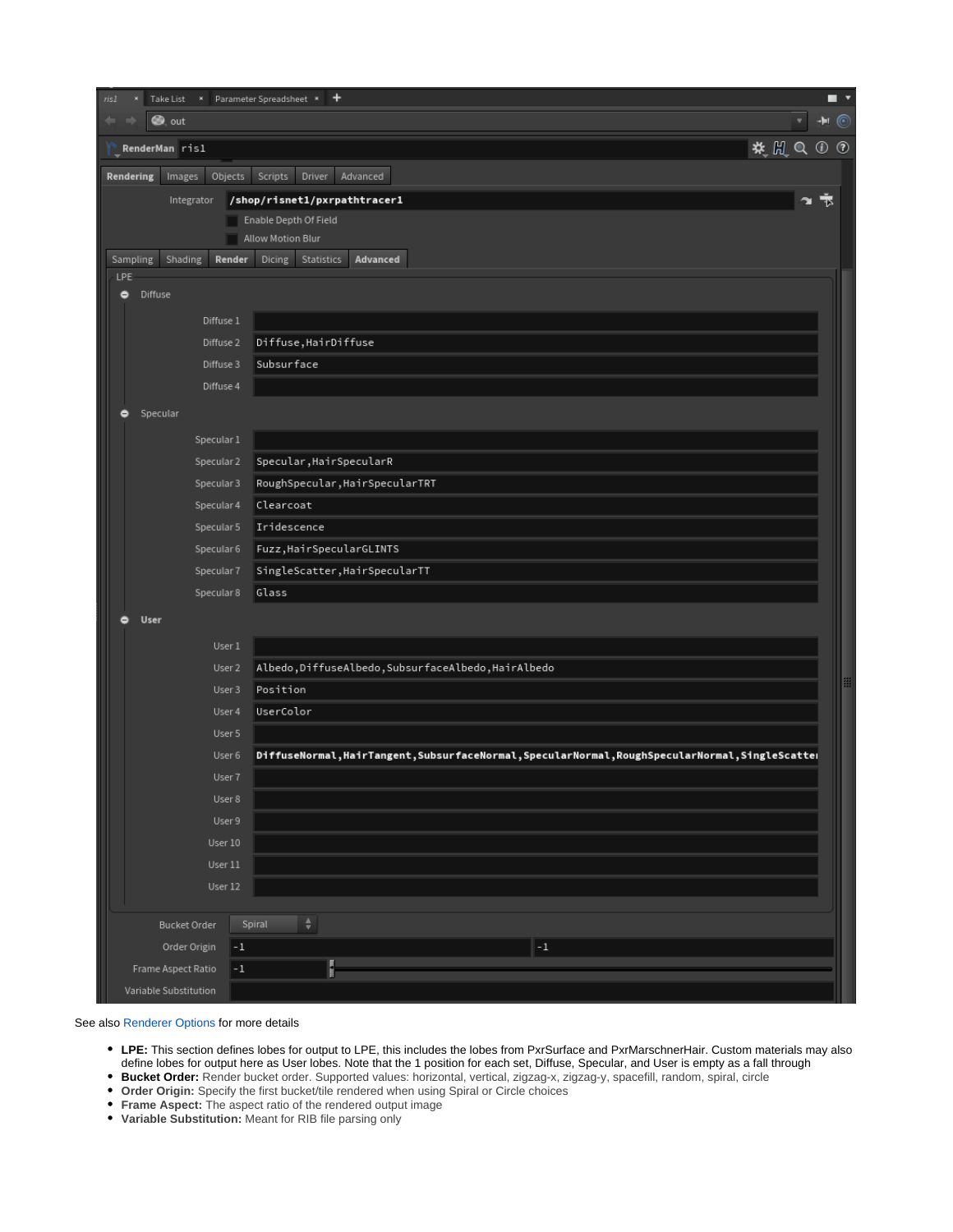See also Renderer Options for more details

- **LPE:** This section defines lobes for output to LPE, this includes the lobes from PxrSurface and PxrMarschnerHair. Custom materials may also define lobes for output here as User lobes. Note that the 1 position for each set, Diffuse, Specular, and User is empty as a fall through
- **Bucket Order:** Render bucket order. Supported values: horizontal, vertical, zigzag-x, zigzag-y, spacefill, random, spiral, circle
- **Order Origin:** Specify the first bucket/tile rendered when using Spiral or Circle choices
- **Frame Aspect:** The aspect ratio of the rendered output image
- **Variable Substitution:** Meant for RIB file parsing only